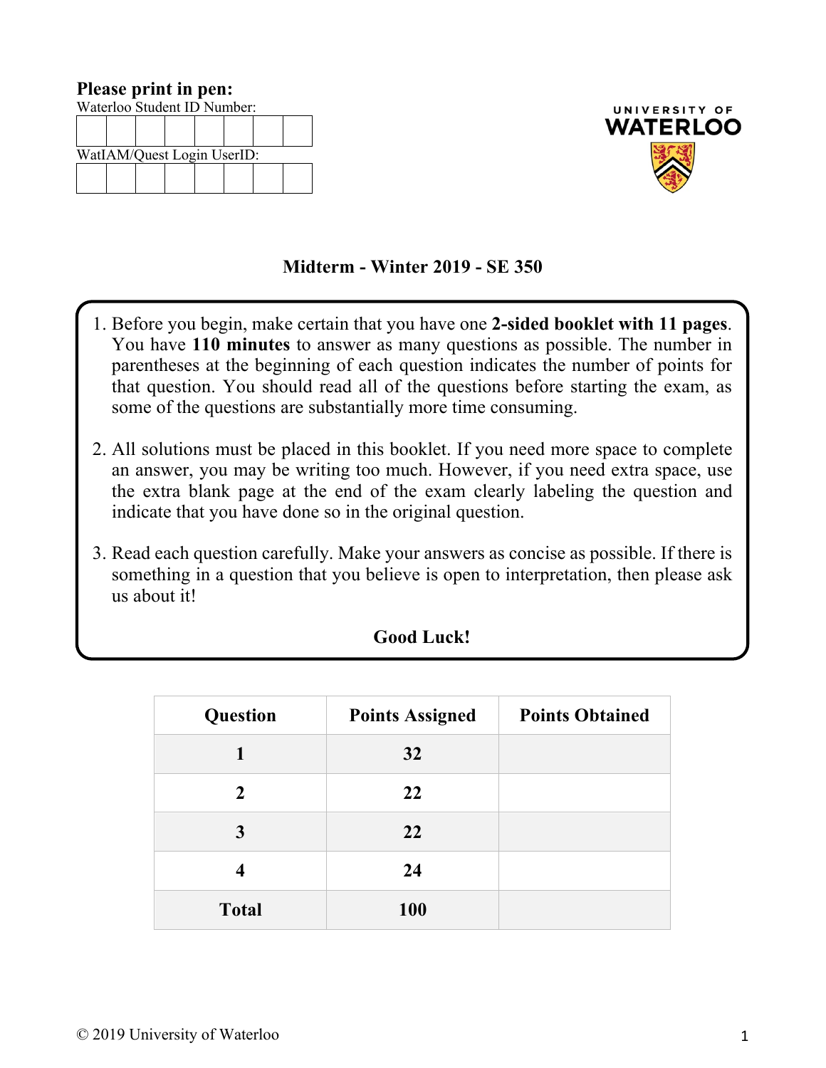**Please print in pen:**

Waterloo Student ID Number:

| | | | | | | | |
|---|---|---|---|---|---|---|---|
| | | | | | | | |

WatIAM/Quest Login UserID:

| | | | | | | | |
|---|---|---|---|---|---|---|---|
| | | | | | | | |

UNIVERSITY OF WATERLOO

# Midterm - Winter 2019 - SE 350

1. Before you begin, make certain that you have one **2-sided booklet with 11 pages**. You have **110 minutes** to answer as many questions as possible. The number in parentheses at the beginning of each question indicates the number of points for that question. You should read all of the questions before starting the exam, as some of the questions are substantially more time consuming.

2. All solutions must be placed in this booklet. If you need more space to complete an answer, you may be writing too much. However, if you need extra space, use the extra blank page at the end of the exam clearly labeling the question and indicate that you have done so in the original question.

3. Read each question carefully. Make your answers as concise as possible. If there is something in a question that you believe is open to interpretation, then please ask us about it!

**Good Luck!**

| Question | Points Assigned | Points Obtained |
|---|---|---|
| 1 | 32 | |
| 2 | 22 | |
| 3 | 22 | |
| 4 | 24 | |
| Total | 100 | |

© 2019 University of Waterloo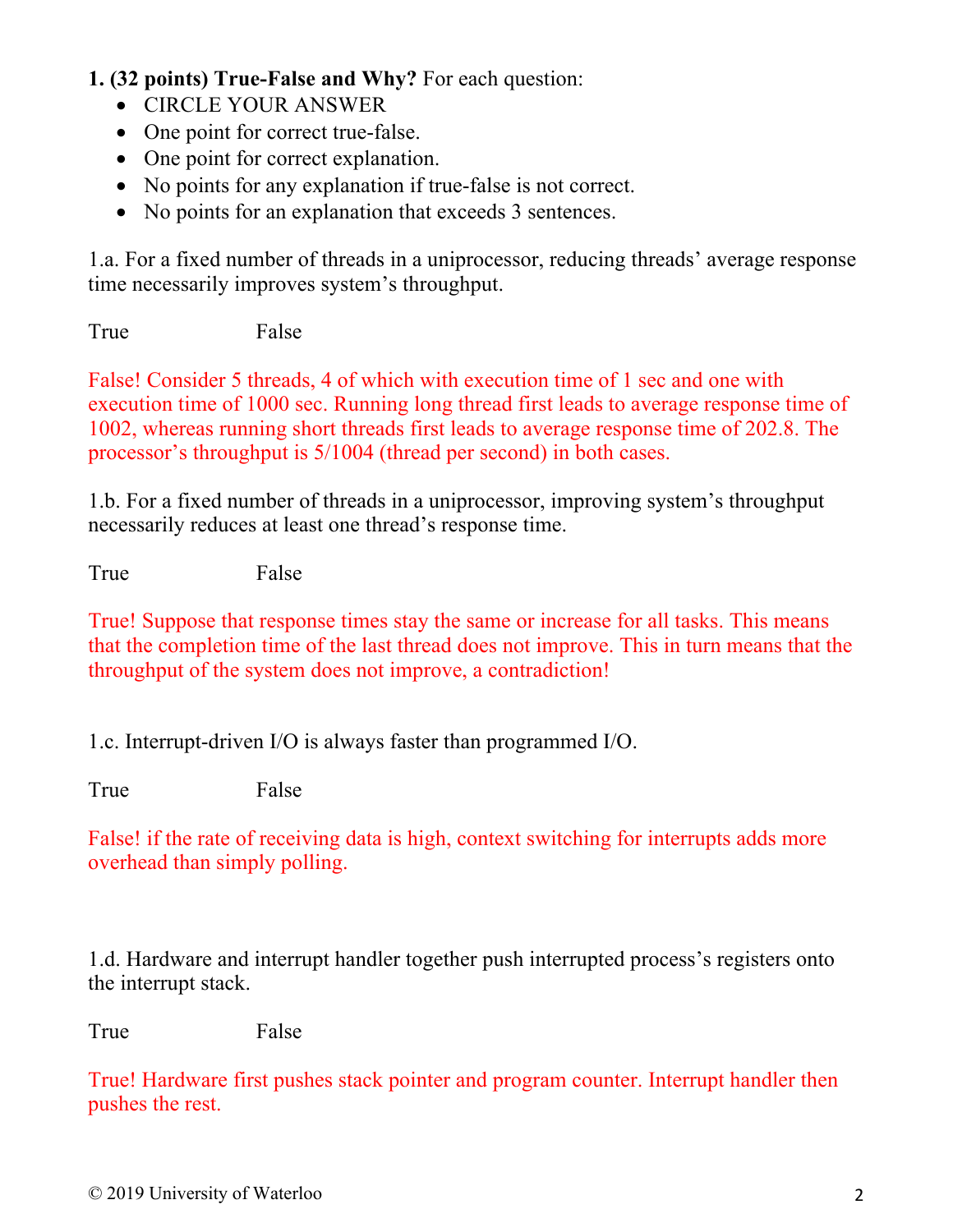**1. (32 points) True-False and Why?** For each question:

- CIRCLE YOUR ANSWER
- One point for correct true-false.
- One point for correct explanation.
- No points for any explanation if true-false is not correct.
- No points for an explanation that exceeds 3 sentences.

1.a. For a fixed number of threads in a uniprocessor, reducing threads' average response time necessarily improves system's throughput.

True False

False! Consider 5 threads, 4 of which with execution time of 1 sec and one with execution time of 1000 sec. Running long thread first leads to average response time of 1002, whereas running short threads first leads to average response time of 202.8. The processor's throughput is 5/1004 (thread per second) in both cases.

1.b. For a fixed number of threads in a uniprocessor, improving system's throughput necessarily reduces at least one thread's response time.

True False

True! Suppose that response times stay the same or increase for all tasks. This means that the completion time of the last thread does not improve. This in turn means that the throughput of the system does not improve, a contradiction!

1.c. Interrupt-driven I/O is always faster than programmed I/O.

True False

False! if the rate of receiving data is high, context switching for interrupts adds more overhead than simply polling.

1.d. Hardware and interrupt handler together push interrupted process's registers onto the interrupt stack.

True False

True! Hardware first pushes stack pointer and program counter. Interrupt handler then pushes the rest.

© 2019 University of Waterloo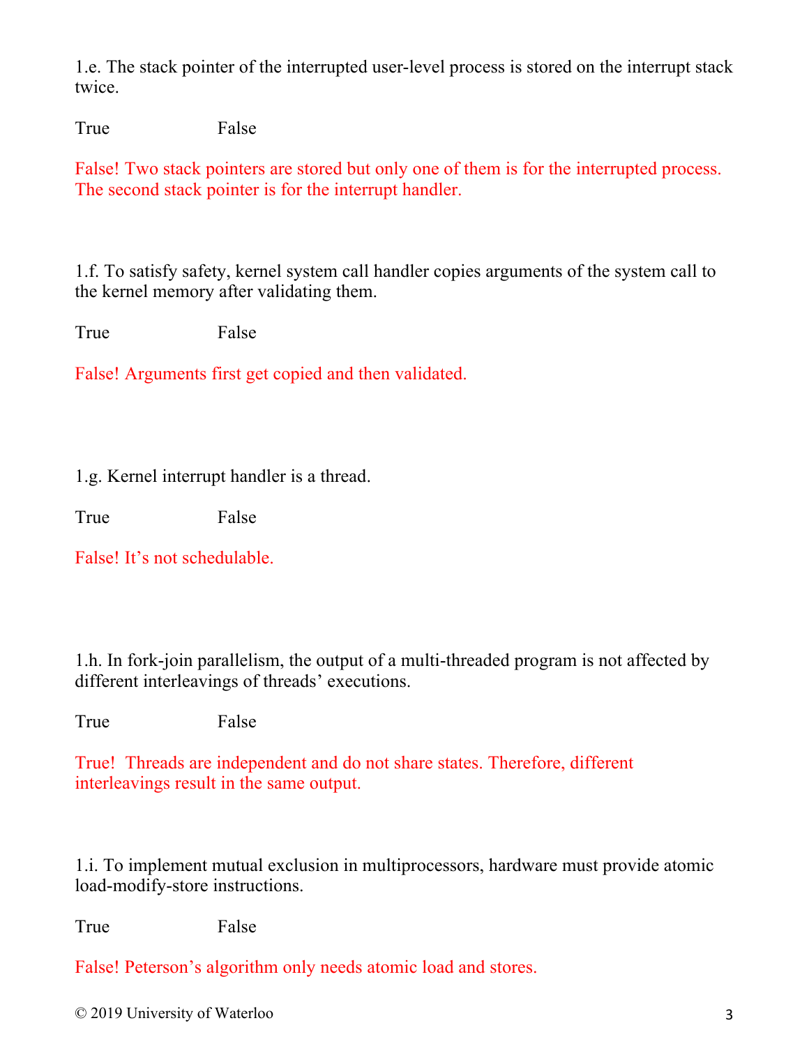1.e. The stack pointer of the interrupted user-level process is stored on the interrupt stack twice.

True False

False! Two stack pointers are stored but only one of them is for the interrupted process. The second stack pointer is for the interrupt handler.

1.f. To satisfy safety, kernel system call handler copies arguments of the system call to the kernel memory after validating them.

True False

False! Arguments first get copied and then validated.

1.g. Kernel interrupt handler is a thread.

True False

False! It's not schedulable.

1.h. In fork-join parallelism, the output of a multi-threaded program is not affected by different interleavings of threads' executions.

True False

True! Threads are independent and do not share states. Therefore, different interleavings result in the same output.

1.i. To implement mutual exclusion in multiprocessors, hardware must provide atomic load-modify-store instructions.

True False

False! Peterson's algorithm only needs atomic load and stores.

© 2019 University of Waterloo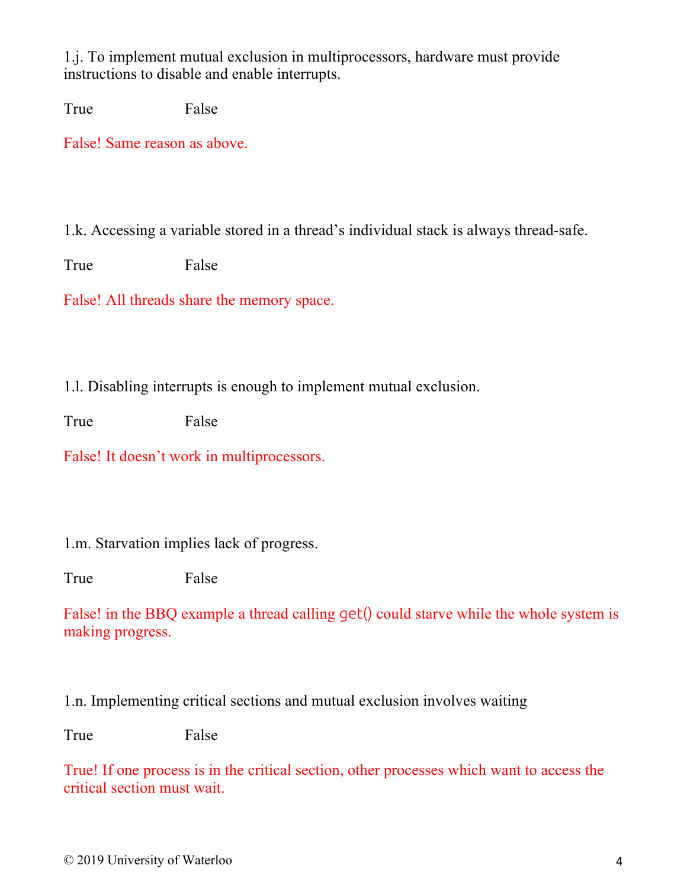1.j. To implement mutual exclusion in multiprocessors, hardware must provide instructions to disable and enable interrupts.

True False

False! Same reason as above.

1.k. Accessing a variable stored in a thread's individual stack is always thread-safe.

True False

False! All threads share the memory space.

1.l. Disabling interrupts is enough to implement mutual exclusion.

True False

False! It doesn't work in multiprocessors.

1.m. Starvation implies lack of progress.

True False

False! in the BBQ example a thread calling `get()` could starve while the whole system is making progress.

1.n. Implementing critical sections and mutual exclusion involves waiting

True False

True! If one process is in the critical section, other processes which want to access the critical section must wait.

© 2019 University of Waterloo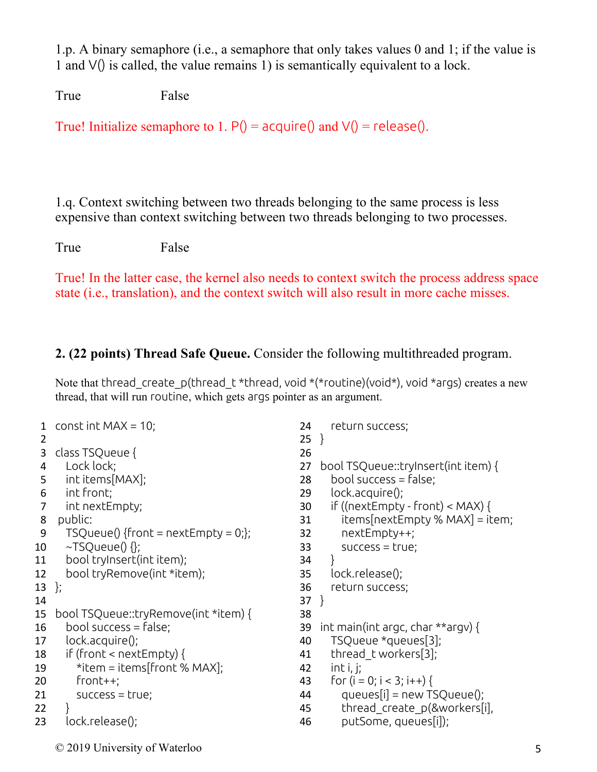1.p. A binary semaphore (i.e., a semaphore that only takes values 0 and 1; if the value is 1 and V() is called, the value remains 1) is semantically equivalent to a lock.

True False

True! Initialize semaphore to 1. P() = acquire() and V() = release().

1.q. Context switching between two threads belonging to the same process is less expensive than context switching between two threads belonging to two processes.

True False

True! In the latter case, the kernel also needs to context switch the process address space state (i.e., translation), and the context switch will also result in more cache misses.

**2. (22 points) Thread Safe Queue.** Consider the following multithreaded program.

Note that thread_create_p(thread_t *thread, void *(*routine)(void*), void *args) creates a new thread, that will run routine, which gets args pointer as an argument.

```
1   const int MAX = 10;
2
3   class TSQueue {
4     Lock lock;
5     int items[MAX];
6     int front;
7     int nextEmpty;
8    public:
9     TSQueue() {front = nextEmpty = 0;};
10    ~TSQueue() {};
11    bool tryInsert(int item);
12    bool tryRemove(int *item);
13  };
14
15  bool TSQueue::tryRemove(int *item) {
16    bool success = false;
17    lock.acquire();
18    if (front < nextEmpty) {
19      *item = items[front % MAX];
20      front++;
21      success = true;
22    }
23    lock.release();
24    return success;
25  }
26
27  bool TSQueue::tryInsert(int item) {
28    bool success = false;
29    lock.acquire();
30    if ((nextEmpty - front) < MAX) {
31      items[nextEmpty % MAX] = item;
32      nextEmpty++;
33      success = true;
34    }
35    lock.release();
36    return success;
37  }
38
39  int main(int argc, char **argv) {
40    TSQueue *queues[3];
41    thread_t workers[3];
42    int i, j;
43    for (i = 0; i < 3; i++) {
44      queues[i] = new TSQueue();
45      thread_create_p(&workers[i],
46      putSome, queues[i]);
```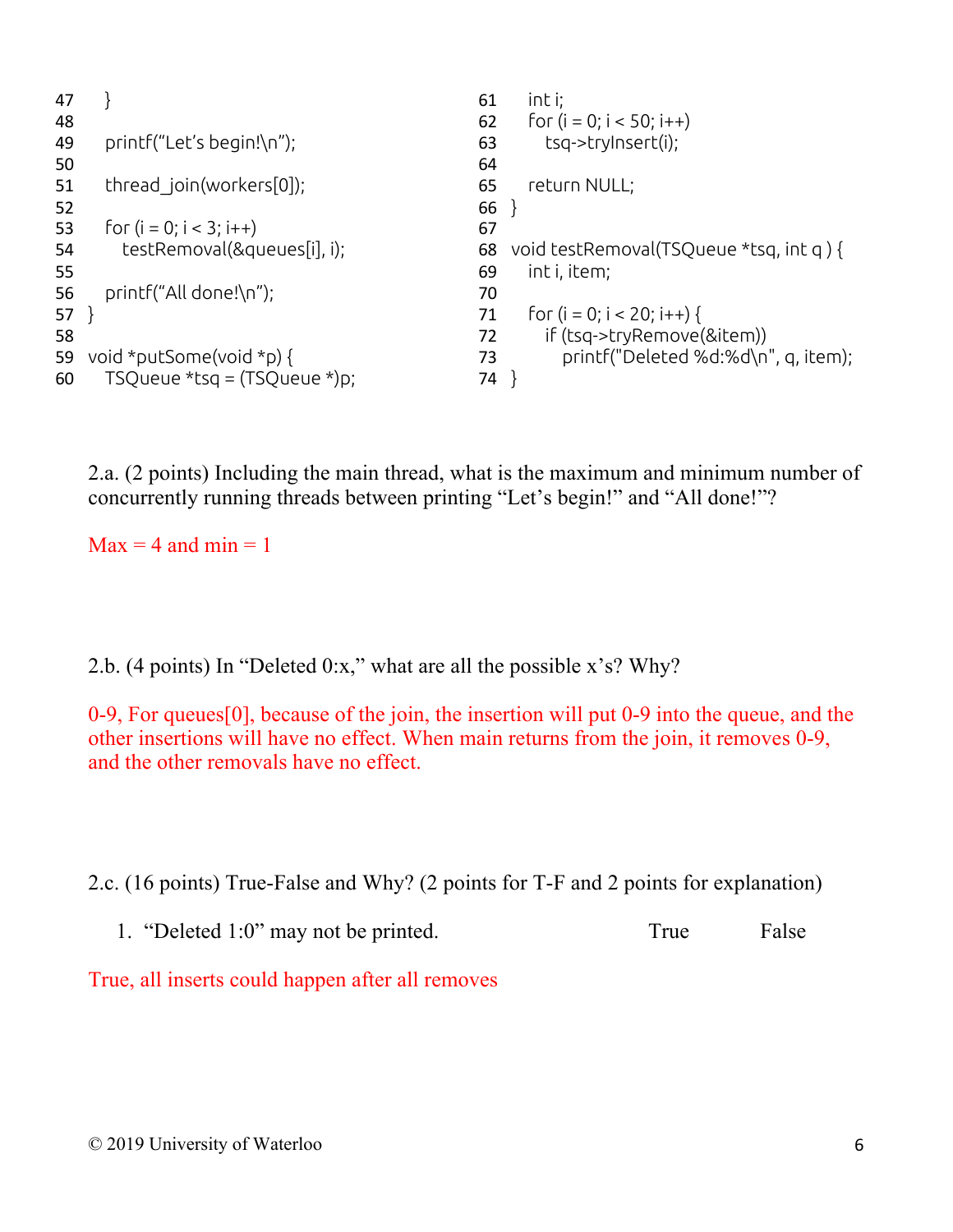```
47     }
48
49     printf("Let's begin!\n");
50
51     thread_join(workers[0]);
52
53     for (i = 0; i < 3; i++)
54        testRemoval(&queues[i], i);
55
56     printf("All done!\n");
57  }
58
59  void *putSome(void *p) {
60     TSQueue *tsq = (TSQueue *)p;
61     int i;
62     for (i = 0; i < 50; i++)
63        tsq->tryInsert(i);
64
65     return NULL;
66  }
67
68  void testRemoval(TSQueue *tsq, int q ) {
69     int i, item;
70
71     for (i = 0; i < 20; i++) {
72        if (tsq->tryRemove(&item))
73           printf("Deleted %d:%d\n", q, item);
74  }
```

2.a. (2 points) Including the main thread, what is the maximum and minimum number of concurrently running threads between printing "Let's begin!" and "All done!"?

Max = 4 and min = 1

2.b. (4 points) In "Deleted 0:x," what are all the possible x's? Why?

0-9, For queues[0], because of the join, the insertion will put 0-9 into the queue, and the other insertions will have no effect. When main returns from the join, it removes 0-9, and the other removals have no effect.

2.c. (16 points) True-False and Why? (2 points for T-F and 2 points for explanation)

1. "Deleted 1:0" may not be printed. True False

True, all inserts could happen after all removes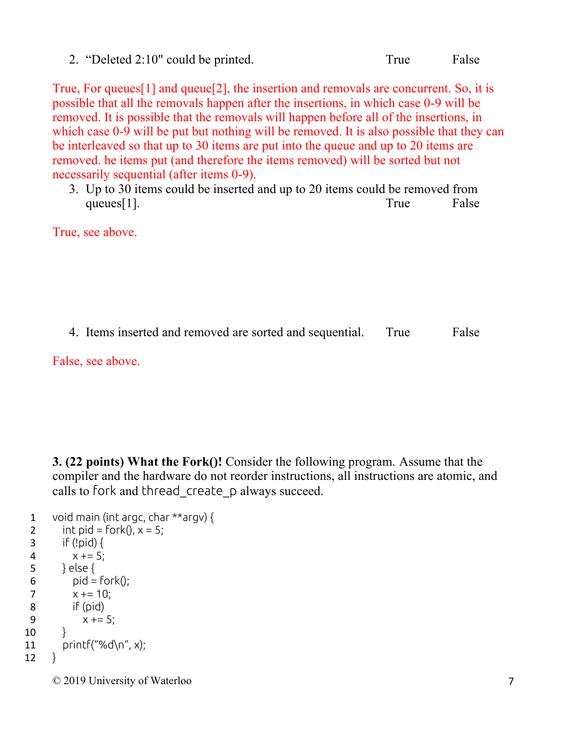2. "Deleted 2:10" could be printed. True False

True, For queues[1] and queue[2], the insertion and removals are concurrent. So, it is possible that all the removals happen after the insertions, in which case 0-9 will be removed. It is possible that the removals will happen before all of the insertions, in which case 0-9 will be put but nothing will be removed. It is also possible that they can be interleaved so that up to 30 items are put into the queue and up to 20 items are removed. he items put (and therefore the items removed) will be sorted but not necessarily sequential (after items 0-9).

3. Up to 30 items could be inserted and up to 20 items could be removed from queues[1]. True False

True, see above.

4. Items inserted and removed are sorted and sequential. True False

False, see above.

**3. (22 points) What the Fork()!** Consider the following program. Assume that the compiler and the hardware do not reorder instructions, all instructions are atomic, and calls to `fork` and `thread_create_p` always succeed.

```
1   void main (int argc, char **argv) {
2     int pid = fork(), x = 5;
3     if (!pid) {
4       x += 5;
5     } else {
6       pid = fork();
7       x += 10;
8       if (pid)
9         x += 5;
10    }
11    printf("%d\n", x);
12  }
```

© 2019 University of Waterloo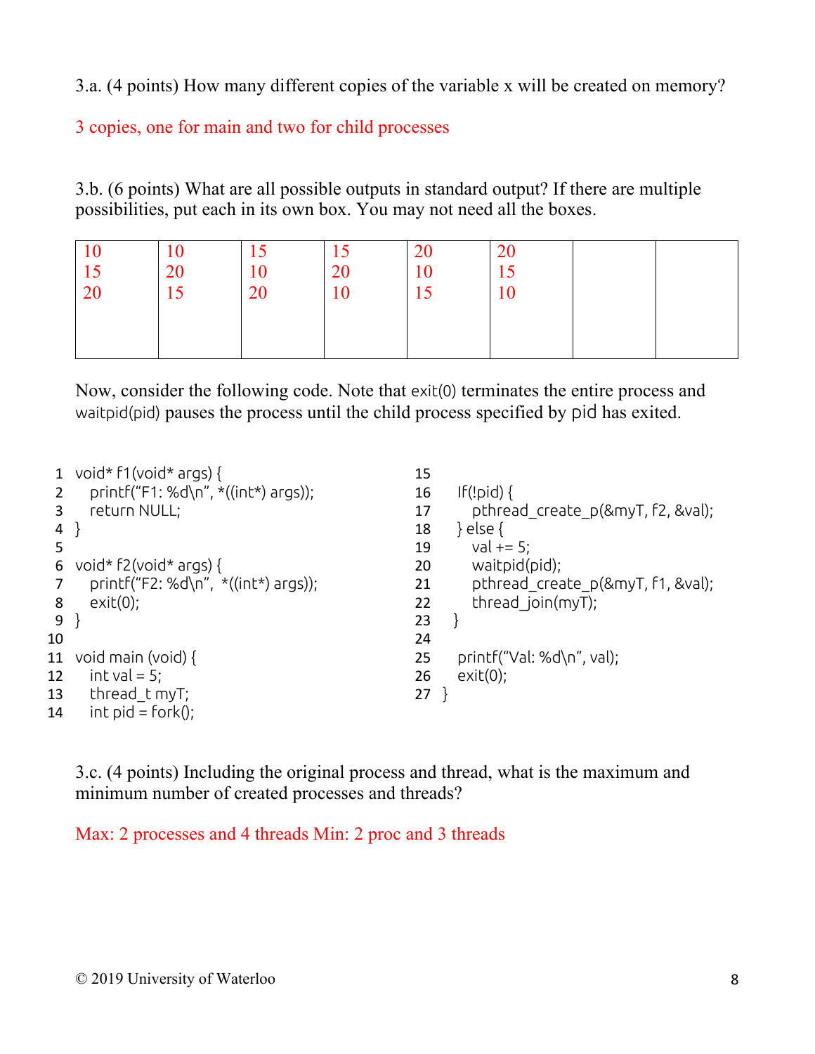3.a. (4 points) How many different copies of the variable x will be created on memory?

3 copies, one for main and two for child processes

3.b. (6 points) What are all possible outputs in standard output? If there are multiple possibilities, put each in its own box. You may not need all the boxes.

| | | | | | | | |
|---|---|---|---|---|---|---|---|
| 10<br>15<br>20 | 10<br>20<br>15 | 15<br>10<br>20 | 15<br>20<br>10 | 20<br>10<br>15 | 20<br>15<br>10 | | |

Now, consider the following code. Note that exit(0) terminates the entire process and waitpid(pid) pauses the process until the child process specified by pid has exited.

```
1  void* f1(void* args) {
2    printf("F1: %d\n", *((int*) args));
3    return NULL;
4  }
5
6  void* f2(void* args) {
7    printf("F2: %d\n",  *((int*) args));
8    exit(0);
9  }
10
11 void main (void) {
12   int val = 5;
13   thread_t myT;
14   int pid = fork();
15
16   If(!pid) {
17     pthread_create_p(&myT, f2, &val);
18   } else {
19     val += 5;
20     waitpid(pid);
21     pthread_create_p(&myT, f1, &val);
22     thread_join(myT);
23   }
24
25   printf("Val: %d\n", val);
26   exit(0);
27 }
```

3.c. (4 points) Including the original process and thread, what is the maximum and minimum number of created processes and threads?

Max: 2 processes and 4 threads Min: 2 proc and 3 threads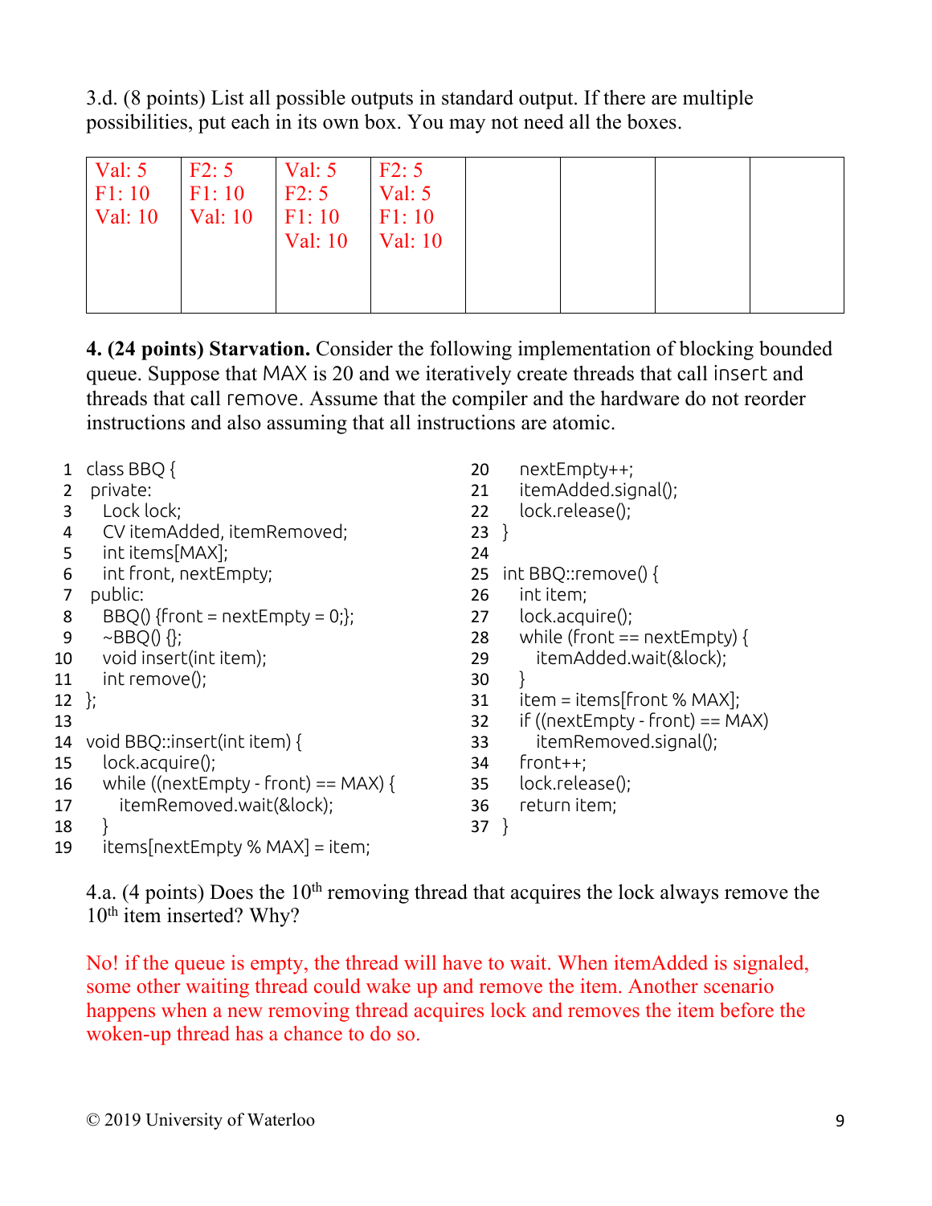3.d. (8 points) List all possible outputs in standard output. If there are multiple possibilities, put each in its own box. You may not need all the boxes.

| Val: 5<br>F1: 10<br>Val: 10 | F2: 5<br>F1: 10<br>Val: 10 | Val: 5<br>F2: 5<br>F1: 10<br>Val: 10 | F2: 5<br>Val: 5<br>F1: 10<br>Val: 10 | | | | |
|---|---|---|---|---|---|---|---|

**4. (24 points) Starvation.** Consider the following implementation of blocking bounded queue. Suppose that MAX is 20 and we iteratively create threads that call insert and threads that call remove. Assume that the compiler and the hardware do not reorder instructions and also assuming that all instructions are atomic.

```
1  class BBQ {
2   private:
3     Lock lock;
4     CV itemAdded, itemRemoved;
5     int items[MAX];
6     int front, nextEmpty;
7   public:
8     BBQ() {front = nextEmpty = 0;};
9     ~BBQ() {};
10    void insert(int item);
11    int remove();
12 };
13
14 void BBQ::insert(int item) {
15    lock.acquire();
16    while ((nextEmpty - front) == MAX) {
17       itemRemoved.wait(&lock);
18    }
19    items[nextEmpty % MAX] = item;
20    nextEmpty++;
21    itemAdded.signal();
22    lock.release();
23 }
24
25 int BBQ::remove() {
26    int item;
27    lock.acquire();
28    while (front == nextEmpty) {
29       itemAdded.wait(&lock);
30    }
31    item = items[front % MAX];
32    if ((nextEmpty - front) == MAX)
33       itemRemoved.signal();
34    front++;
35    lock.release();
36    return item;
37 }
```

4.a. (4 points) Does the 10th removing thread that acquires the lock always remove the 10th item inserted? Why?

No! if the queue is empty, the thread will have to wait. When itemAdded is signaled, some other waiting thread could wake up and remove the item. Another scenario happens when a new removing thread acquires lock and removes the item before the woken-up thread has a chance to do so.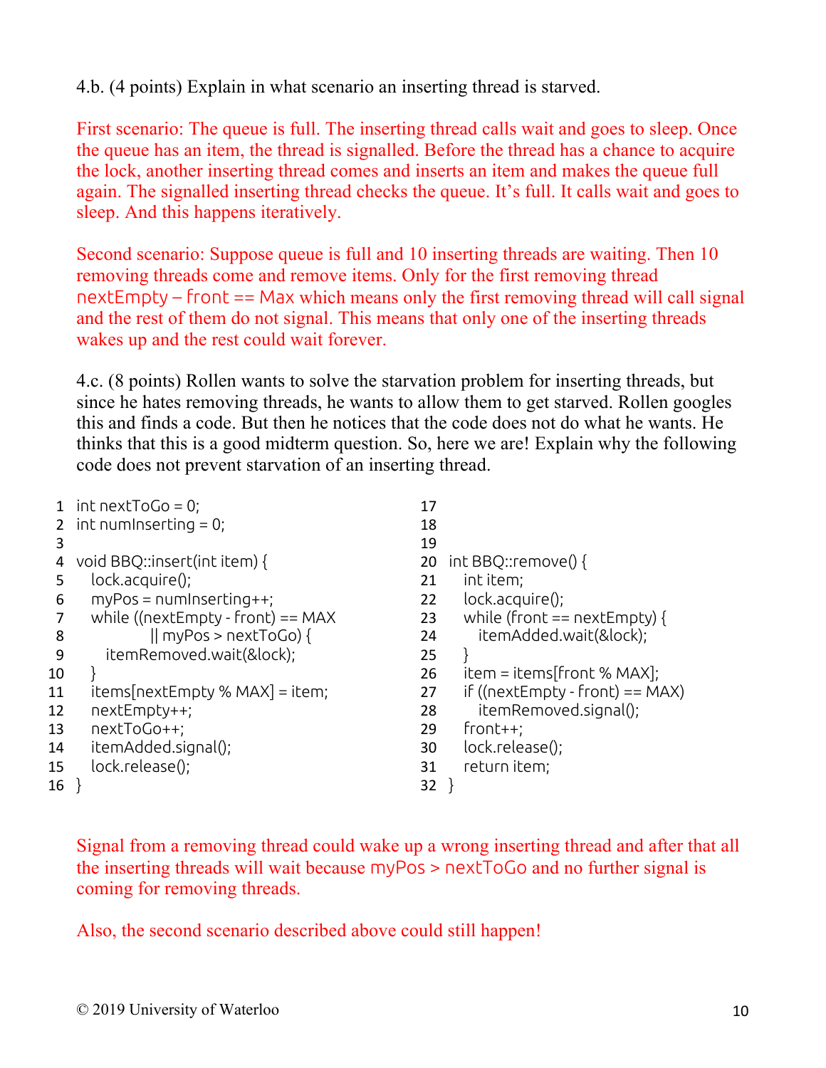4.b. (4 points) Explain in what scenario an inserting thread is starved.

First scenario: The queue is full. The inserting thread calls wait and goes to sleep. Once the queue has an item, the thread is signalled. Before the thread has a chance to acquire the lock, another inserting thread comes and inserts an item and makes the queue full again. The signalled inserting thread checks the queue. It's full. It calls wait and goes to sleep. And this happens iteratively.

Second scenario: Suppose queue is full and 10 inserting threads are waiting. Then 10 removing threads come and remove items. Only for the first removing thread `nextEmpty – front == Max` which means only the first removing thread will call signal and the rest of them do not signal. This means that only one of the inserting threads wakes up and the rest could wait forever.

4.c. (8 points) Rollen wants to solve the starvation problem for inserting threads, but since he hates removing threads, he wants to allow them to get starved. Rollen googles this and finds a code. But then he notices that the code does not do what he wants. He thinks that this is a good midterm question. So, here we are! Explain why the following code does not prevent starvation of an inserting thread.

```
1   int nextToGo = 0;
2   int numInserting = 0;
3
4   void BBQ::insert(int item) {
5     lock.acquire();
6     myPos = numInserting++;
7     while ((nextEmpty - front) == MAX
8             || myPos > nextToGo) {
9       itemRemoved.wait(&lock);
10    }
11    items[nextEmpty % MAX] = item;
12    nextEmpty++;
13    nextToGo++;
14    itemAdded.signal();
15    lock.release();
16  }
17
18
19
20  int BBQ::remove() {
21    int item;
22    lock.acquire();
23    while (front == nextEmpty) {
24      itemAdded.wait(&lock);
25    }
26    item = items[front % MAX];
27    if ((nextEmpty - front) == MAX)
28      itemRemoved.signal();
29    front++;
30    lock.release();
31    return item;
32  }
```

Signal from a removing thread could wake up a wrong inserting thread and after that all the inserting threads will wait because `myPos > nextToGo` and no further signal is coming for removing threads.

Also, the second scenario described above could still happen!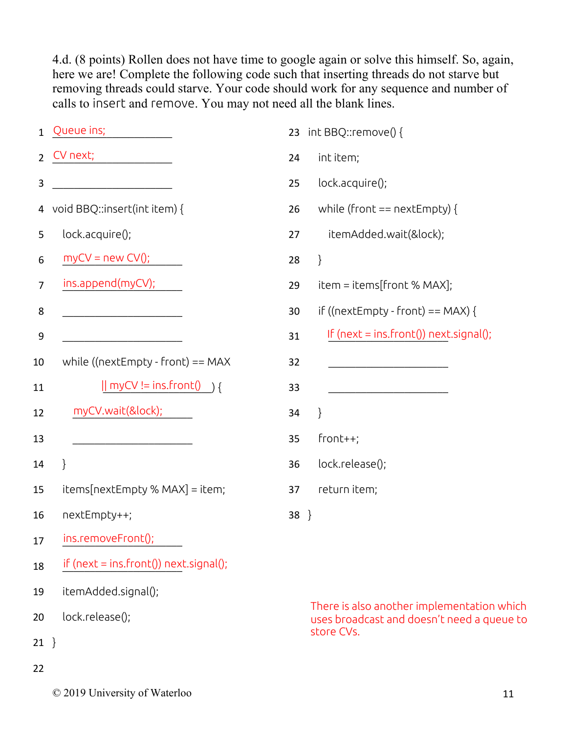4.d. (8 points) Rollen does not have time to google again or solve this himself. So, again, here we are! Complete the following code such that inserting threads do not starve but removing threads could starve. Your code should work for any sequence and number of calls to `insert` and `remove`. You may not need all the blank lines.

```
1   Queue ins;
2   CV next;
3   ______________________
4   void BBQ::insert(int item) {
5     lock.acquire();
6     myCV = new CV();
7     ins.append(myCV);
8     ______________________
9     ______________________
10    while ((nextEmpty - front) == MAX
11              || myCV != ins.front() ) {
12      myCV.wait(&lock);
13      ______________________
14    }
15    items[nextEmpty % MAX] = item;
16    nextEmpty++;
17    ins.removeFront();
18    if (next = ins.front()) next.signal();
19    itemAdded.signal();
20    lock.release();
21  }
22
23  int BBQ::remove() {
24    int item;
25    lock.acquire();
26    while (front == nextEmpty) {
27      itemAdded.wait(&lock);
28    }
29    item = items[front % MAX];
30    if ((nextEmpty - front) == MAX) {
31      If (next = ins.front()) next.signal();
32      ______________________
33      ______________________
34    }
35    front++;
36    lock.release();
37    return item;
38  }
```

There is also another implementation which uses broadcast and doesn't need a queue to store CVs.

© 2019 University of Waterloo